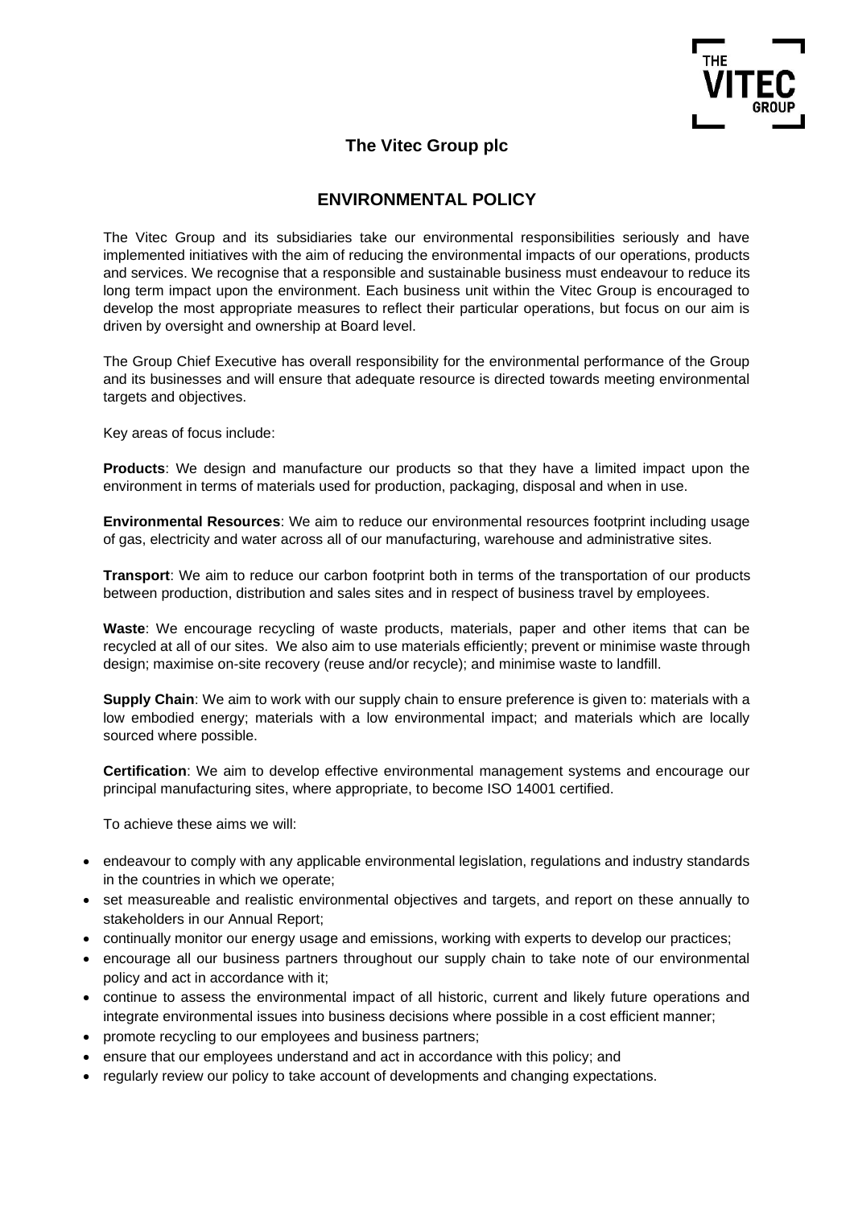# The Vitec Group plc

## ENVIRONMENTAL POLICY

The Vitec Group and its subsidiaries take our environmental responsibilities seriously and have implemented initiatives with the aim of reducing the environmental impacts of our operations, products and services. We recognise that a responsible and sustainable business must endeavour to reduce its long term impact upon the environment. Each business unit within the Vitec Group is encouraged to develop the most appropriate measures to reflect their particular operations, but focus on our aim is driven by oversight and ownership at Board level.

The Group Chief Executive has overall responsibility for the environmental performance of the Group and its businesses and will ensure that adequate resource is directed towards meeting environmental targets and objectives.

Key areas of focus include:

**Products**: We design and manufacture our products so that they have a limited impact upon the environment in terms of materials used for production, packaging, disposal and when in use.

**Environmental Resources**: We aim to reduce our environmental resources footprint including usage of gas, electricity and water across all of our manufacturing, warehouse and administrative sites.

**Transport**: We aim to reduce our carbon footprint both in terms of the transportation of our products between production, distribution and sales sites and in respect of business travel by employees.

**Waste**: We encourage recycling of waste products, materials, paper and other items that can be recycled at all of our sites. We also aim to use materials efficiently; prevent or minimise waste through design; maximise on-site recovery (reuse and/or recycle); and minimise waste to landfill.

**Supply Chain**: We aim to work with our supply chain to ensure preference is given to: materials with a low embodied energy; materials with a low environmental impact; and materials which are locally sourced where possible.

**Certification**: We aim to develop effective environmental management systems and encourage our principal manufacturing sites, where appropriate, to become ISO 14001 certified.

To achieve these aims we will:

- endeavour to comply with any applicable environmental legislation, regulations and industry standards in the countries in which we operate;
- set measureable and realistic environmental objectives and targets, and report on these annually to stakeholders in our Annual Report;
- continually monitor our energy usage and emissions, working with experts to develop our practices;
- encourage all our business partners throughout our supply chain to take note of our environmental policy and act in accordance with it;
- continue to assess the environmental impact of all historic, current and likely future operations and integrate environmental issues into business decisions where possible in a cost efficient manner;
- promote recycling to our employees and business partners;
- ensure that our employees understand and act in accordance with this policy; and
- regularly review our policy to take account of developments and changing expectations.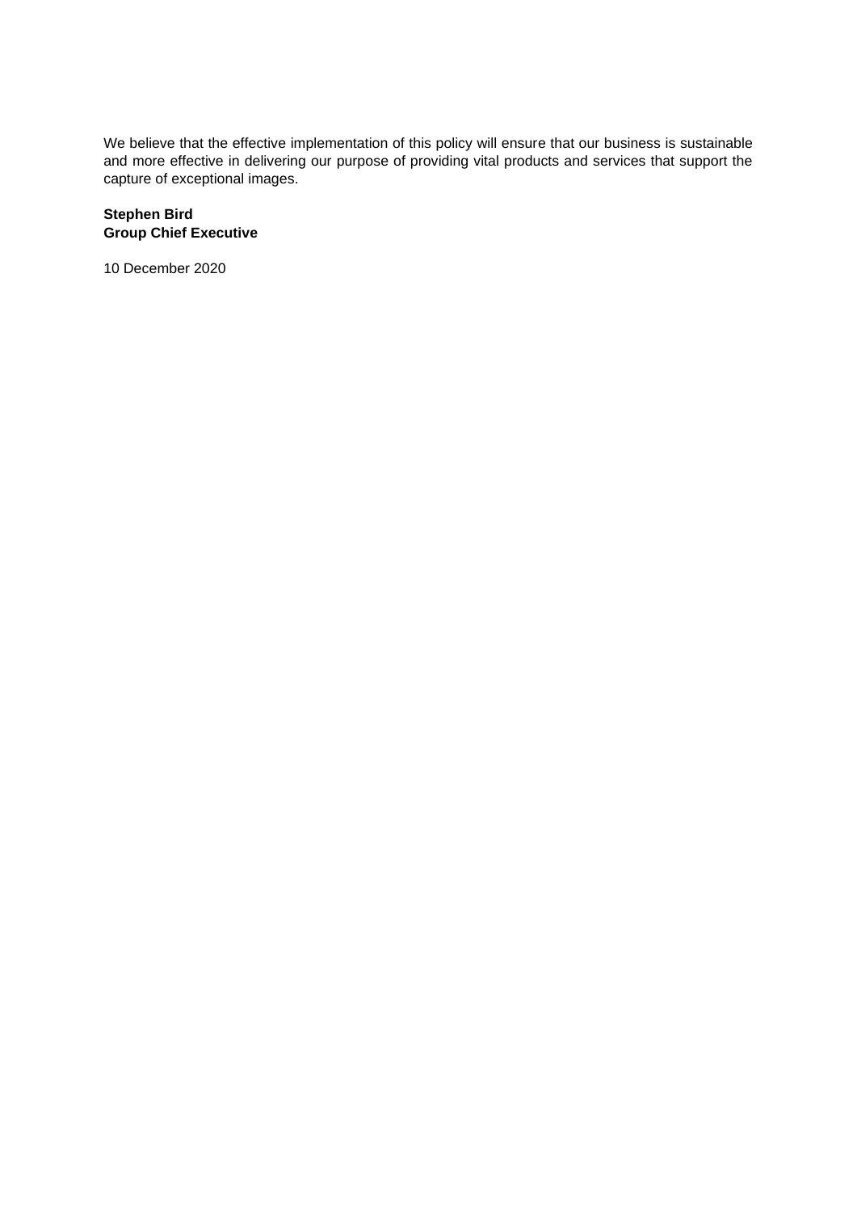We believe that the effective implementation of this policy will ensure that our business is sustainable and more effective in delivering our purpose of providing vital products and services that support the capture of exceptional images.

**Stephen Bird**
**Group Chief Executive**

10 December 2020